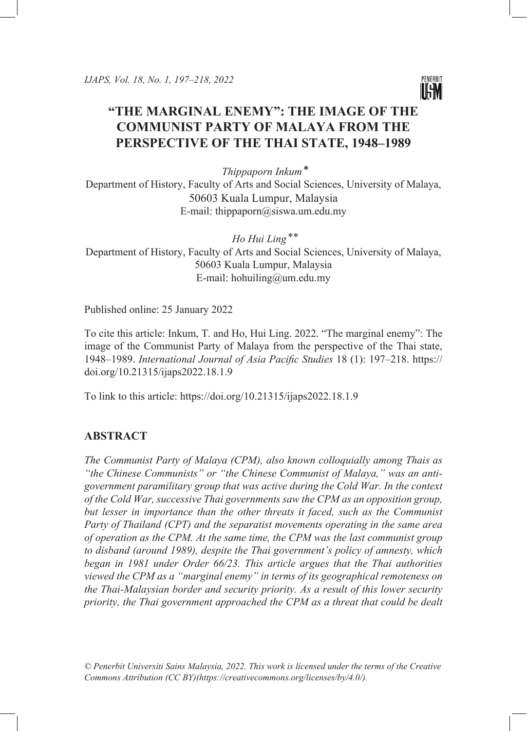# "THE MARGINAL ENEMY": THE IMAGE OF THE COMMUNIST PARTY OF MALAYA FROM THE PERSPECTIVE OF THE THAI STATE, 1948–1989

*Thippaporn Inkum**

Department of History, Faculty of Arts and Social Sciences, University of Malaya, 50603 Kuala Lumpur, Malaysia
E-mail: thippaporn@siswa.um.edu.my

*Ho Hui Ling***

Department of History, Faculty of Arts and Social Sciences, University of Malaya, 50603 Kuala Lumpur, Malaysia
E-mail: hohuiling@um.edu.my

Published online: 25 January 2022

To cite this article: Inkum, T. and Ho, Hui Ling. 2022. "The marginal enemy": The image of the Communist Party of Malaya from the perspective of the Thai state, 1948–1989. *International Journal of Asia Pacific Studies* 18 (1): 197–218. https://doi.org/10.21315/ijaps2022.18.1.9

To link to this article: https://doi.org/10.21315/ijaps2022.18.1.9

## ABSTRACT

*The Communist Party of Malaya (CPM), also known colloquially among Thais as "the Chinese Communists" or "the Chinese Communist of Malaya," was an anti-government paramilitary group that was active during the Cold War. In the context of the Cold War, successive Thai governments saw the CPM as an opposition group, but lesser in importance than the other threats it faced, such as the Communist Party of Thailand (CPT) and the separatist movements operating in the same area of operation as the CPM. At the same time, the CPM was the last communist group to disband (around 1989), despite the Thai government's policy of amnesty, which began in 1981 under Order 66/23. This article argues that the Thai authorities viewed the CPM as a "marginal enemy" in terms of its geographical remoteness on the Thai-Malaysian border and security priority. As a result of this lower security priority, the Thai government approached the CPM as a threat that could be dealt*

*© Penerbit Universiti Sains Malaysia, 2022. This work is licensed under the terms of the Creative Commons Attribution (CC BY)(https://creativecommons.org/licenses/by/4.0/).*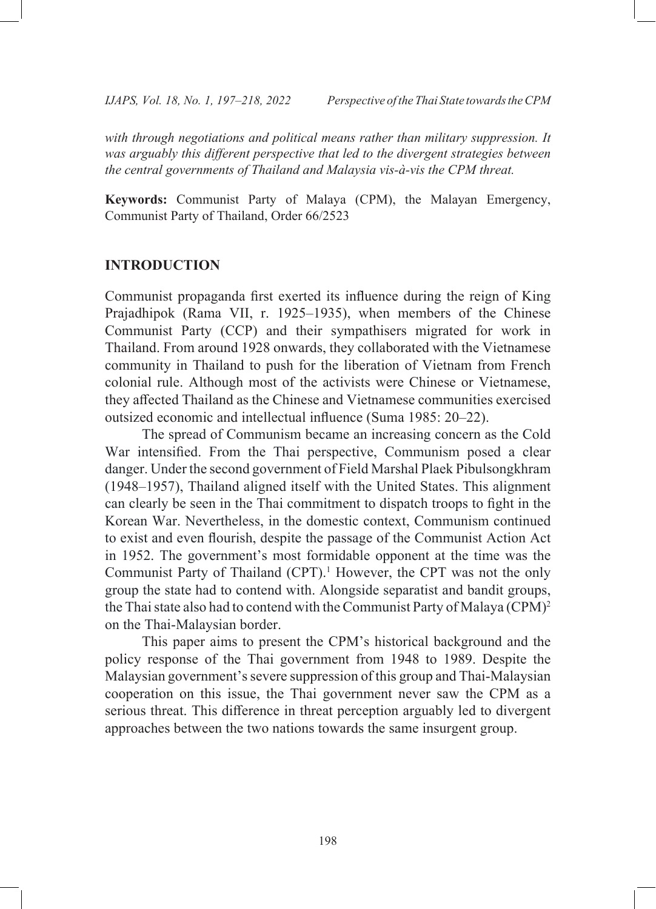*with through negotiations and political means rather than military suppression. It was arguably this different perspective that led to the divergent strategies between the central governments of Thailand and Malaysia vis-à-vis the CPM threat.*

**Keywords:** Communist Party of Malaya (CPM), the Malayan Emergency, Communist Party of Thailand, Order 66/2523

## INTRODUCTION

Communist propaganda first exerted its influence during the reign of King Prajadhipok (Rama VII, r. 1925–1935), when members of the Chinese Communist Party (CCP) and their sympathisers migrated for work in Thailand. From around 1928 onwards, they collaborated with the Vietnamese community in Thailand to push for the liberation of Vietnam from French colonial rule. Although most of the activists were Chinese or Vietnamese, they affected Thailand as the Chinese and Vietnamese communities exercised outsized economic and intellectual influence (Suma 1985: 20–22).

The spread of Communism became an increasing concern as the Cold War intensified. From the Thai perspective, Communism posed a clear danger. Under the second government of Field Marshal Plaek Pibulsongkhram (1948–1957), Thailand aligned itself with the United States. This alignment can clearly be seen in the Thai commitment to dispatch troops to fight in the Korean War. Nevertheless, in the domestic context, Communism continued to exist and even flourish, despite the passage of the Communist Action Act in 1952. The government's most formidable opponent at the time was the Communist Party of Thailand (CPT).[1] However, the CPT was not the only group the state had to contend with. Alongside separatist and bandit groups, the Thai state also had to contend with the Communist Party of Malaya (CPM)[2] on the Thai-Malaysian border.

This paper aims to present the CPM's historical background and the policy response of the Thai government from 1948 to 1989. Despite the Malaysian government's severe suppression of this group and Thai-Malaysian cooperation on this issue, the Thai government never saw the CPM as a serious threat. This difference in threat perception arguably led to divergent approaches between the two nations towards the same insurgent group.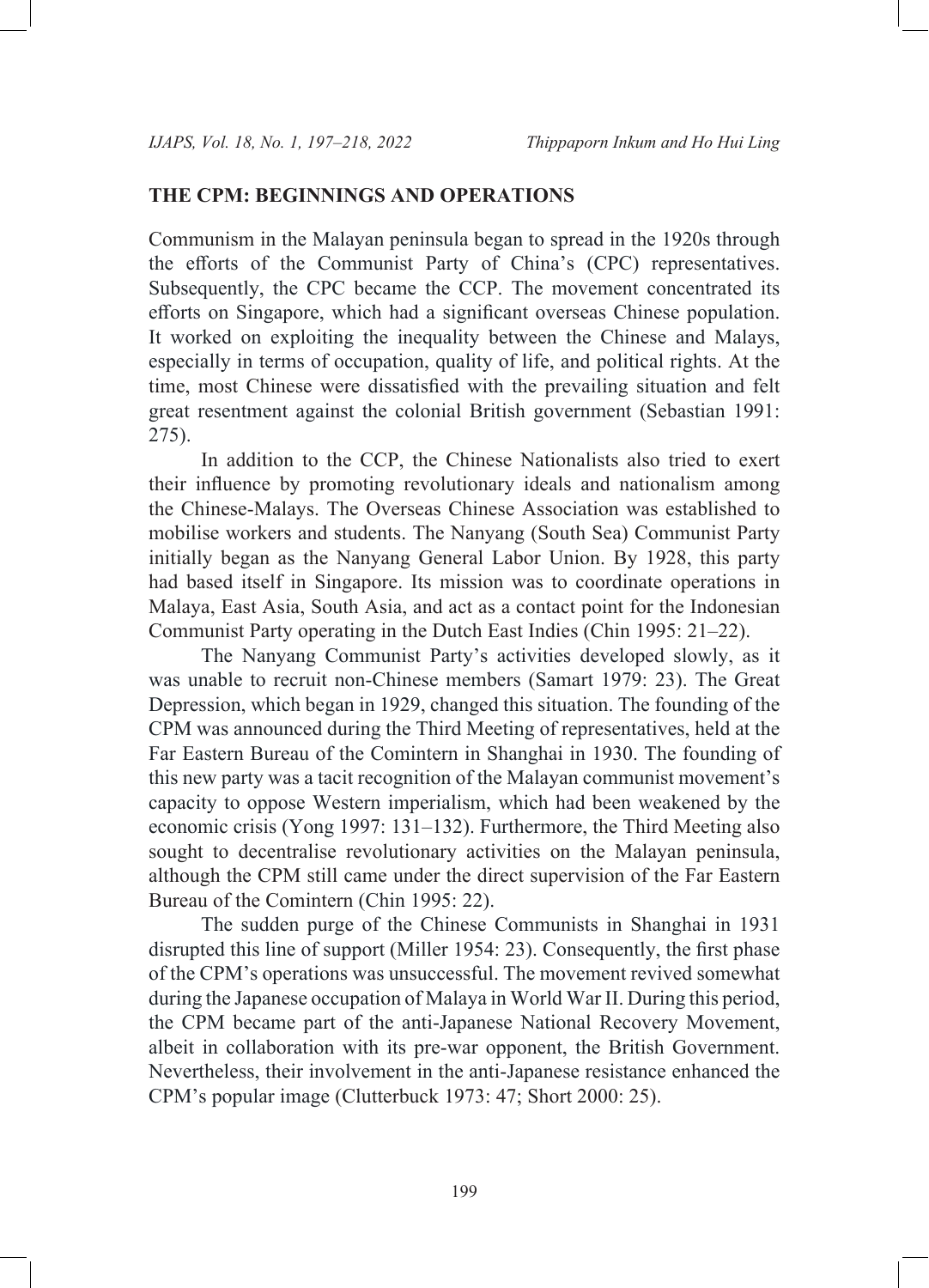## THE CPM: BEGINNINGS AND OPERATIONS

Communism in the Malayan peninsula began to spread in the 1920s through the efforts of the Communist Party of China's (CPC) representatives. Subsequently, the CPC became the CCP. The movement concentrated its efforts on Singapore, which had a significant overseas Chinese population. It worked on exploiting the inequality between the Chinese and Malays, especially in terms of occupation, quality of life, and political rights. At the time, most Chinese were dissatisfied with the prevailing situation and felt great resentment against the colonial British government (Sebastian 1991: 275).

In addition to the CCP, the Chinese Nationalists also tried to exert their influence by promoting revolutionary ideals and nationalism among the Chinese-Malays. The Overseas Chinese Association was established to mobilise workers and students. The Nanyang (South Sea) Communist Party initially began as the Nanyang General Labor Union. By 1928, this party had based itself in Singapore. Its mission was to coordinate operations in Malaya, East Asia, South Asia, and act as a contact point for the Indonesian Communist Party operating in the Dutch East Indies (Chin 1995: 21–22).

The Nanyang Communist Party's activities developed slowly, as it was unable to recruit non-Chinese members (Samart 1979: 23). The Great Depression, which began in 1929, changed this situation. The founding of the CPM was announced during the Third Meeting of representatives, held at the Far Eastern Bureau of the Comintern in Shanghai in 1930. The founding of this new party was a tacit recognition of the Malayan communist movement's capacity to oppose Western imperialism, which had been weakened by the economic crisis (Yong 1997: 131–132). Furthermore, the Third Meeting also sought to decentralise revolutionary activities on the Malayan peninsula, although the CPM still came under the direct supervision of the Far Eastern Bureau of the Comintern (Chin 1995: 22).

The sudden purge of the Chinese Communists in Shanghai in 1931 disrupted this line of support (Miller 1954: 23). Consequently, the first phase of the CPM's operations was unsuccessful. The movement revived somewhat during the Japanese occupation of Malaya in World War II. During this period, the CPM became part of the anti-Japanese National Recovery Movement, albeit in collaboration with its pre-war opponent, the British Government. Nevertheless, their involvement in the anti-Japanese resistance enhanced the CPM's popular image (Clutterbuck 1973: 47; Short 2000: 25).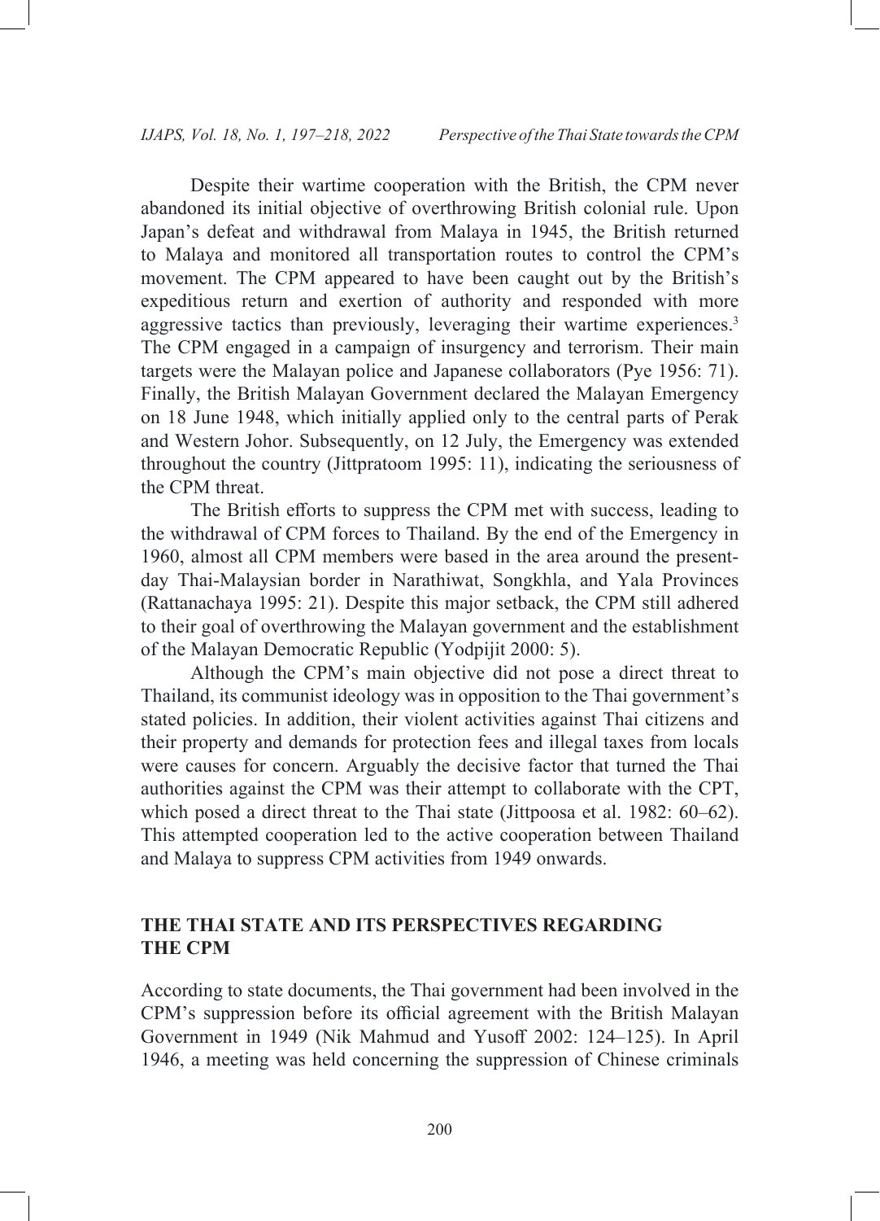Despite their wartime cooperation with the British, the CPM never abandoned its initial objective of overthrowing British colonial rule. Upon Japan's defeat and withdrawal from Malaya in 1945, the British returned to Malaya and monitored all transportation routes to control the CPM's movement. The CPM appeared to have been caught out by the British's expeditious return and exertion of authority and responded with more aggressive tactics than previously, leveraging their wartime experiences.[3] The CPM engaged in a campaign of insurgency and terrorism. Their main targets were the Malayan police and Japanese collaborators (Pye 1956: 71). Finally, the British Malayan Government declared the Malayan Emergency on 18 June 1948, which initially applied only to the central parts of Perak and Western Johor. Subsequently, on 12 July, the Emergency was extended throughout the country (Jittpratoom 1995: 11), indicating the seriousness of the CPM threat.

The British efforts to suppress the CPM met with success, leading to the withdrawal of CPM forces to Thailand. By the end of the Emergency in 1960, almost all CPM members were based in the area around the present-day Thai-Malaysian border in Narathiwat, Songkhla, and Yala Provinces (Rattanachaya 1995: 21). Despite this major setback, the CPM still adhered to their goal of overthrowing the Malayan government and the establishment of the Malayan Democratic Republic (Yodpijit 2000: 5).

Although the CPM's main objective did not pose a direct threat to Thailand, its communist ideology was in opposition to the Thai government's stated policies. In addition, their violent activities against Thai citizens and their property and demands for protection fees and illegal taxes from locals were causes for concern. Arguably the decisive factor that turned the Thai authorities against the CPM was their attempt to collaborate with the CPT, which posed a direct threat to the Thai state (Jittpoosa et al. 1982: 60–62). This attempted cooperation led to the active cooperation between Thailand and Malaya to suppress CPM activities from 1949 onwards.

## THE THAI STATE AND ITS PERSPECTIVES REGARDING THE CPM

According to state documents, the Thai government had been involved in the CPM's suppression before its official agreement with the British Malayan Government in 1949 (Nik Mahmud and Yusoff 2002: 124–125). In April 1946, a meeting was held concerning the suppression of Chinese criminals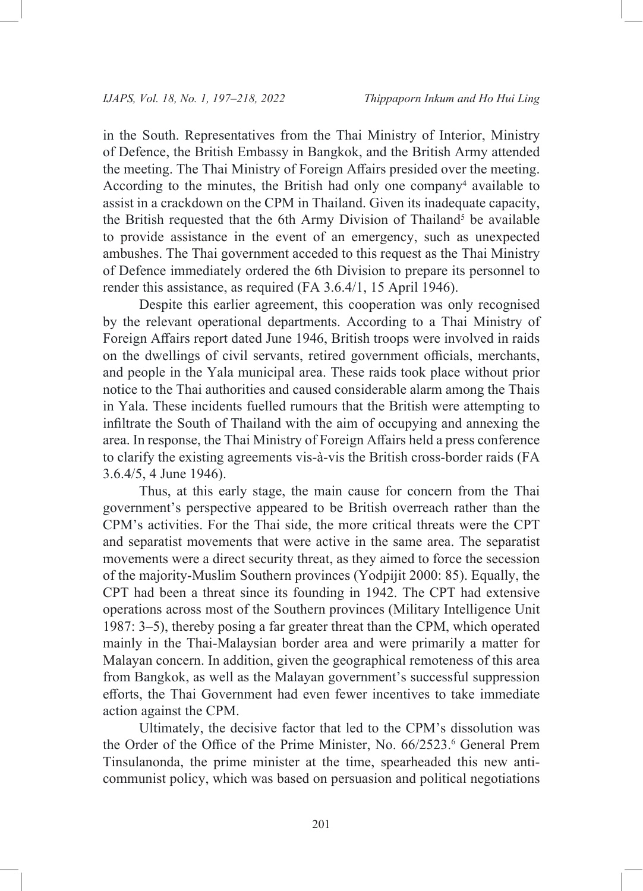in the South. Representatives from the Thai Ministry of Interior, Ministry of Defence, the British Embassy in Bangkok, and the British Army attended the meeting. The Thai Ministry of Foreign Affairs presided over the meeting. According to the minutes, the British had only one company[4] available to assist in a crackdown on the CPM in Thailand. Given its inadequate capacity, the British requested that the 6th Army Division of Thailand[5] be available to provide assistance in the event of an emergency, such as unexpected ambushes. The Thai government acceded to this request as the Thai Ministry of Defence immediately ordered the 6th Division to prepare its personnel to render this assistance, as required (FA 3.6.4/1, 15 April 1946).

Despite this earlier agreement, this cooperation was only recognised by the relevant operational departments. According to a Thai Ministry of Foreign Affairs report dated June 1946, British troops were involved in raids on the dwellings of civil servants, retired government officials, merchants, and people in the Yala municipal area. These raids took place without prior notice to the Thai authorities and caused considerable alarm among the Thais in Yala. These incidents fuelled rumours that the British were attempting to infiltrate the South of Thailand with the aim of occupying and annexing the area. In response, the Thai Ministry of Foreign Affairs held a press conference to clarify the existing agreements vis-à-vis the British cross-border raids (FA 3.6.4/5, 4 June 1946).

Thus, at this early stage, the main cause for concern from the Thai government's perspective appeared to be British overreach rather than the CPM's activities. For the Thai side, the more critical threats were the CPT and separatist movements that were active in the same area. The separatist movements were a direct security threat, as they aimed to force the secession of the majority-Muslim Southern provinces (Yodpijit 2000: 85). Equally, the CPT had been a threat since its founding in 1942. The CPT had extensive operations across most of the Southern provinces (Military Intelligence Unit 1987: 3–5), thereby posing a far greater threat than the CPM, which operated mainly in the Thai-Malaysian border area and were primarily a matter for Malayan concern. In addition, given the geographical remoteness of this area from Bangkok, as well as the Malayan government's successful suppression efforts, the Thai Government had even fewer incentives to take immediate action against the CPM.

Ultimately, the decisive factor that led to the CPM's dissolution was the Order of the Office of the Prime Minister, No. 66/2523.[6] General Prem Tinsulanonda, the prime minister at the time, spearheaded this new anti-communist policy, which was based on persuasion and political negotiations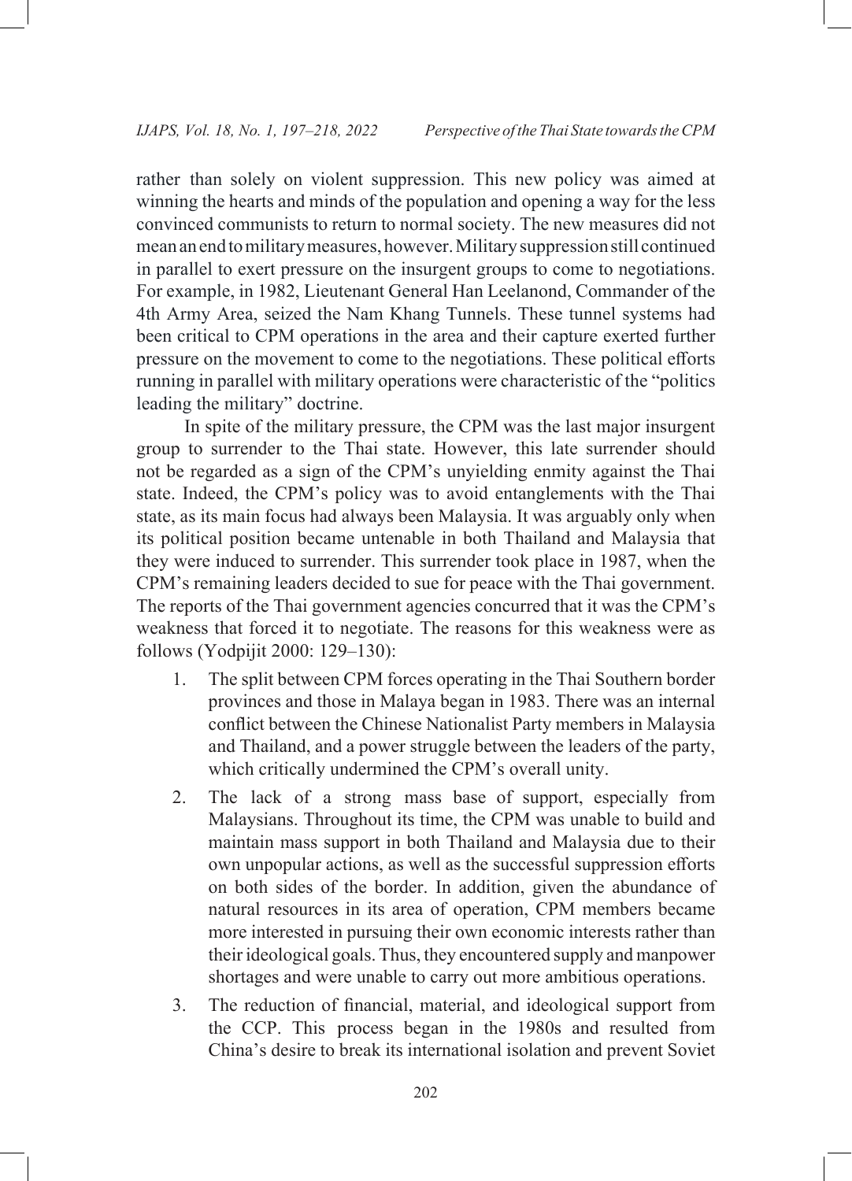rather than solely on violent suppression. This new policy was aimed at winning the hearts and minds of the population and opening a way for the less convinced communists to return to normal society. The new measures did not mean an end to military measures, however. Military suppression still continued in parallel to exert pressure on the insurgent groups to come to negotiations. For example, in 1982, Lieutenant General Han Leelanond, Commander of the 4th Army Area, seized the Nam Khang Tunnels. These tunnel systems had been critical to CPM operations in the area and their capture exerted further pressure on the movement to come to the negotiations. These political efforts running in parallel with military operations were characteristic of the "politics leading the military" doctrine.

In spite of the military pressure, the CPM was the last major insurgent group to surrender to the Thai state. However, this late surrender should not be regarded as a sign of the CPM's unyielding enmity against the Thai state. Indeed, the CPM's policy was to avoid entanglements with the Thai state, as its main focus had always been Malaysia. It was arguably only when its political position became untenable in both Thailand and Malaysia that they were induced to surrender. This surrender took place in 1987, when the CPM's remaining leaders decided to sue for peace with the Thai government. The reports of the Thai government agencies concurred that it was the CPM's weakness that forced it to negotiate. The reasons for this weakness were as follows (Yodpijit 2000: 129–130):

1. The split between CPM forces operating in the Thai Southern border provinces and those in Malaya began in 1983. There was an internal conflict between the Chinese Nationalist Party members in Malaysia and Thailand, and a power struggle between the leaders of the party, which critically undermined the CPM's overall unity.
2. The lack of a strong mass base of support, especially from Malaysians. Throughout its time, the CPM was unable to build and maintain mass support in both Thailand and Malaysia due to their own unpopular actions, as well as the successful suppression efforts on both sides of the border. In addition, given the abundance of natural resources in its area of operation, CPM members became more interested in pursuing their own economic interests rather than their ideological goals. Thus, they encountered supply and manpower shortages and were unable to carry out more ambitious operations.
3. The reduction of financial, material, and ideological support from the CCP. This process began in the 1980s and resulted from China's desire to break its international isolation and prevent Soviet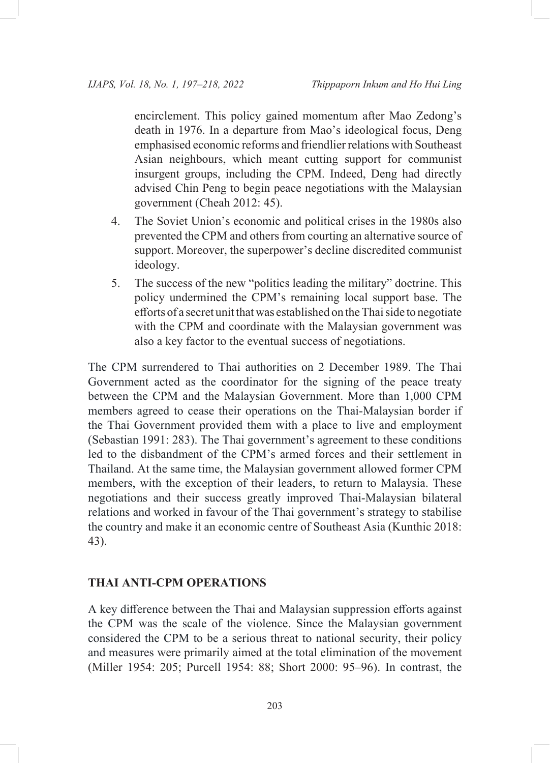encirclement. This policy gained momentum after Mao Zedong's death in 1976. In a departure from Mao's ideological focus, Deng emphasised economic reforms and friendlier relations with Southeast Asian neighbours, which meant cutting support for communist insurgent groups, including the CPM. Indeed, Deng had directly advised Chin Peng to begin peace negotiations with the Malaysian government (Cheah 2012: 45).

4. The Soviet Union's economic and political crises in the 1980s also prevented the CPM and others from courting an alternative source of support. Moreover, the superpower's decline discredited communist ideology.
5. The success of the new "politics leading the military" doctrine. This policy undermined the CPM's remaining local support base. The efforts of a secret unit that was established on the Thai side to negotiate with the CPM and coordinate with the Malaysian government was also a key factor to the eventual success of negotiations.

The CPM surrendered to Thai authorities on 2 December 1989. The Thai Government acted as the coordinator for the signing of the peace treaty between the CPM and the Malaysian Government. More than 1,000 CPM members agreed to cease their operations on the Thai-Malaysian border if the Thai Government provided them with a place to live and employment (Sebastian 1991: 283). The Thai government's agreement to these conditions led to the disbandment of the CPM's armed forces and their settlement in Thailand. At the same time, the Malaysian government allowed former CPM members, with the exception of their leaders, to return to Malaysia. These negotiations and their success greatly improved Thai-Malaysian bilateral relations and worked in favour of the Thai government's strategy to stabilise the country and make it an economic centre of Southeast Asia (Kunthic 2018: 43).

## THAI ANTI-CPM OPERATIONS

A key difference between the Thai and Malaysian suppression efforts against the CPM was the scale of the violence. Since the Malaysian government considered the CPM to be a serious threat to national security, their policy and measures were primarily aimed at the total elimination of the movement (Miller 1954: 205; Purcell 1954: 88; Short 2000: 95–96). In contrast, the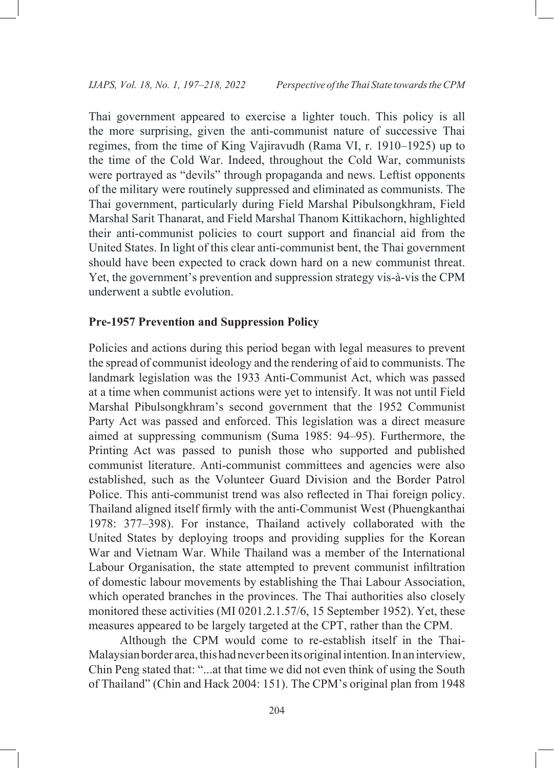Thai government appeared to exercise a lighter touch. This policy is all the more surprising, given the anti-communist nature of successive Thai regimes, from the time of King Vajiravudh (Rama VI, r. 1910–1925) up to the time of the Cold War. Indeed, throughout the Cold War, communists were portrayed as "devils" through propaganda and news. Leftist opponents of the military were routinely suppressed and eliminated as communists. The Thai government, particularly during Field Marshal Pibulsongkhram, Field Marshal Sarit Thanarat, and Field Marshal Thanom Kittikachorn, highlighted their anti-communist policies to court support and financial aid from the United States. In light of this clear anti-communist bent, the Thai government should have been expected to crack down hard on a new communist threat. Yet, the government's prevention and suppression strategy vis-à-vis the CPM underwent a subtle evolution.

## Pre-1957 Prevention and Suppression Policy

Policies and actions during this period began with legal measures to prevent the spread of communist ideology and the rendering of aid to communists. The landmark legislation was the 1933 Anti-Communist Act, which was passed at a time when communist actions were yet to intensify. It was not until Field Marshal Pibulsongkhram's second government that the 1952 Communist Party Act was passed and enforced. This legislation was a direct measure aimed at suppressing communism (Suma 1985: 94–95). Furthermore, the Printing Act was passed to punish those who supported and published communist literature. Anti-communist committees and agencies were also established, such as the Volunteer Guard Division and the Border Patrol Police. This anti-communist trend was also reflected in Thai foreign policy. Thailand aligned itself firmly with the anti-Communist West (Phuengkanthai 1978: 377–398). For instance, Thailand actively collaborated with the United States by deploying troops and providing supplies for the Korean War and Vietnam War. While Thailand was a member of the International Labour Organisation, the state attempted to prevent communist infiltration of domestic labour movements by establishing the Thai Labour Association, which operated branches in the provinces. The Thai authorities also closely monitored these activities (MI 0201.2.1.57/6, 15 September 1952). Yet, these measures appeared to be largely targeted at the CPT, rather than the CPM.

Although the CPM would come to re-establish itself in the Thai-Malaysian border area, this had never been its original intention. In an interview, Chin Peng stated that: "...at that time we did not even think of using the South of Thailand" (Chin and Hack 2004: 151). The CPM's original plan from 1948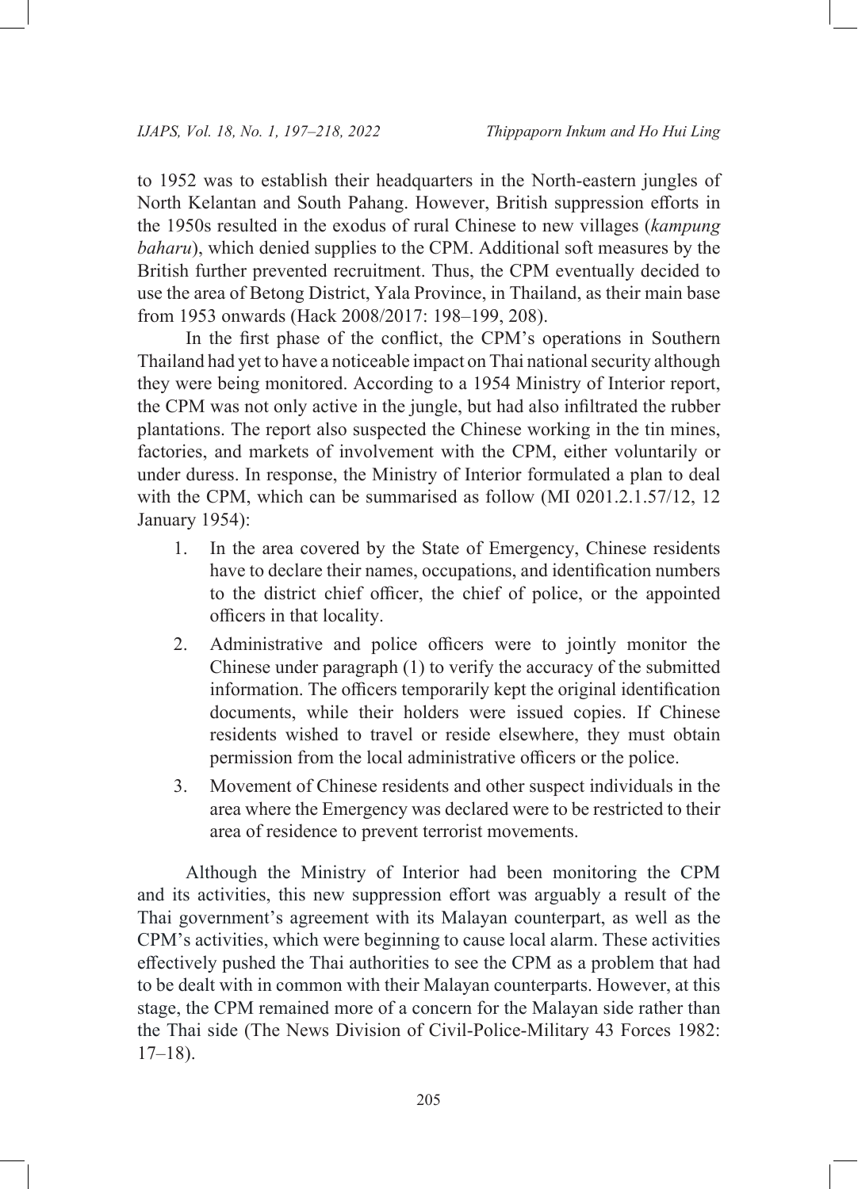to 1952 was to establish their headquarters in the North-eastern jungles of North Kelantan and South Pahang. However, British suppression efforts in the 1950s resulted in the exodus of rural Chinese to new villages (*kampung baharu*), which denied supplies to the CPM. Additional soft measures by the British further prevented recruitment. Thus, the CPM eventually decided to use the area of Betong District, Yala Province, in Thailand, as their main base from 1953 onwards (Hack 2008/2017: 198–199, 208).

In the first phase of the conflict, the CPM's operations in Southern Thailand had yet to have a noticeable impact on Thai national security although they were being monitored. According to a 1954 Ministry of Interior report, the CPM was not only active in the jungle, but had also infiltrated the rubber plantations. The report also suspected the Chinese working in the tin mines, factories, and markets of involvement with the CPM, either voluntarily or under duress. In response, the Ministry of Interior formulated a plan to deal with the CPM, which can be summarised as follow (MI 0201.2.1.57/12, 12 January 1954):

1. In the area covered by the State of Emergency, Chinese residents have to declare their names, occupations, and identification numbers to the district chief officer, the chief of police, or the appointed officers in that locality.
2. Administrative and police officers were to jointly monitor the Chinese under paragraph (1) to verify the accuracy of the submitted information. The officers temporarily kept the original identification documents, while their holders were issued copies. If Chinese residents wished to travel or reside elsewhere, they must obtain permission from the local administrative officers or the police.
3. Movement of Chinese residents and other suspect individuals in the area where the Emergency was declared were to be restricted to their area of residence to prevent terrorist movements.

Although the Ministry of Interior had been monitoring the CPM and its activities, this new suppression effort was arguably a result of the Thai government's agreement with its Malayan counterpart, as well as the CPM's activities, which were beginning to cause local alarm. These activities effectively pushed the Thai authorities to see the CPM as a problem that had to be dealt with in common with their Malayan counterparts. However, at this stage, the CPM remained more of a concern for the Malayan side rather than the Thai side (The News Division of Civil-Police-Military 43 Forces 1982: 17–18).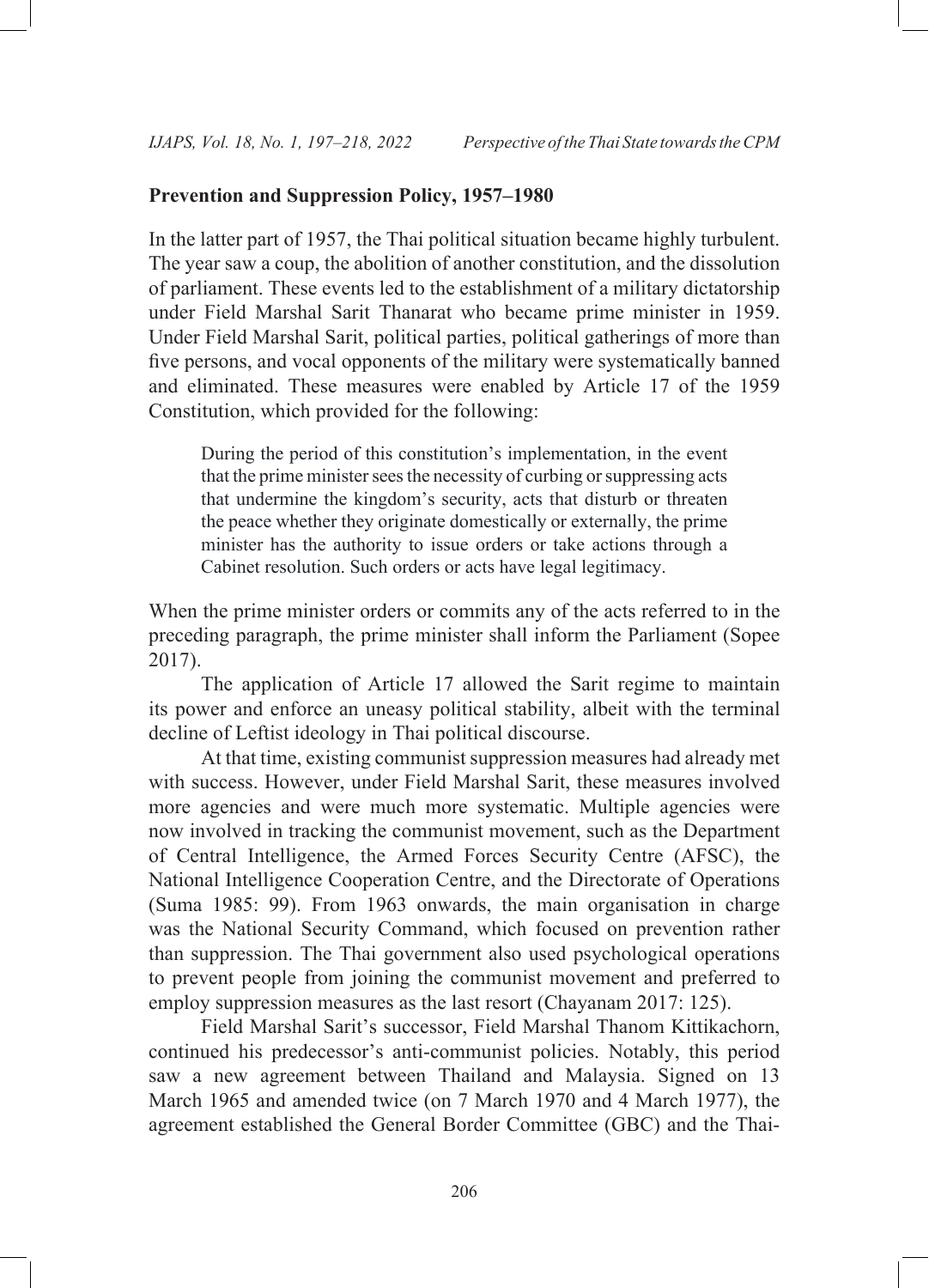## Prevention and Suppression Policy, 1957–1980

In the latter part of 1957, the Thai political situation became highly turbulent. The year saw a coup, the abolition of another constitution, and the dissolution of parliament. These events led to the establishment of a military dictatorship under Field Marshal Sarit Thanarat who became prime minister in 1959. Under Field Marshal Sarit, political parties, political gatherings of more than five persons, and vocal opponents of the military were systematically banned and eliminated. These measures were enabled by Article 17 of the 1959 Constitution, which provided for the following:

> During the period of this constitution's implementation, in the event that the prime minister sees the necessity of curbing or suppressing acts that undermine the kingdom's security, acts that disturb or threaten the peace whether they originate domestically or externally, the prime minister has the authority to issue orders or take actions through a Cabinet resolution. Such orders or acts have legal legitimacy.

When the prime minister orders or commits any of the acts referred to in the preceding paragraph, the prime minister shall inform the Parliament (Sopee 2017).

The application of Article 17 allowed the Sarit regime to maintain its power and enforce an uneasy political stability, albeit with the terminal decline of Leftist ideology in Thai political discourse.

At that time, existing communist suppression measures had already met with success. However, under Field Marshal Sarit, these measures involved more agencies and were much more systematic. Multiple agencies were now involved in tracking the communist movement, such as the Department of Central Intelligence, the Armed Forces Security Centre (AFSC), the National Intelligence Cooperation Centre, and the Directorate of Operations (Suma 1985: 99). From 1963 onwards, the main organisation in charge was the National Security Command, which focused on prevention rather than suppression. The Thai government also used psychological operations to prevent people from joining the communist movement and preferred to employ suppression measures as the last resort (Chayanam 2017: 125).

Field Marshal Sarit's successor, Field Marshal Thanom Kittikachorn, continued his predecessor's anti-communist policies. Notably, this period saw a new agreement between Thailand and Malaysia. Signed on 13 March 1965 and amended twice (on 7 March 1970 and 4 March 1977), the agreement established the General Border Committee (GBC) and the Thai-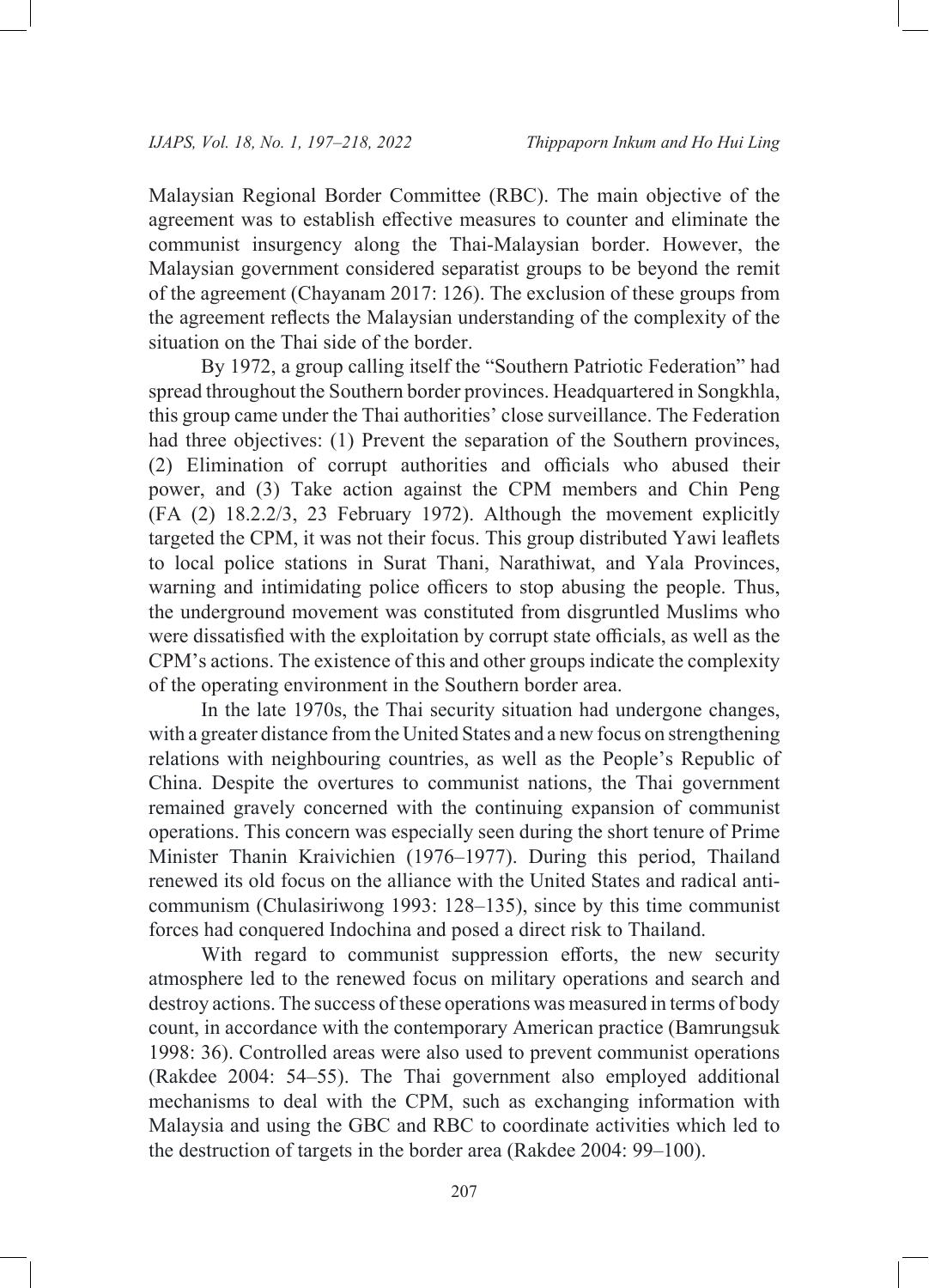Malaysian Regional Border Committee (RBC). The main objective of the agreement was to establish effective measures to counter and eliminate the communist insurgency along the Thai-Malaysian border. However, the Malaysian government considered separatist groups to be beyond the remit of the agreement (Chayanam 2017: 126). The exclusion of these groups from the agreement reflects the Malaysian understanding of the complexity of the situation on the Thai side of the border.

By 1972, a group calling itself the "Southern Patriotic Federation" had spread throughout the Southern border provinces. Headquartered in Songkhla, this group came under the Thai authorities' close surveillance. The Federation had three objectives: (1) Prevent the separation of the Southern provinces, (2) Elimination of corrupt authorities and officials who abused their power, and (3) Take action against the CPM members and Chin Peng (FA (2) 18.2.2/3, 23 February 1972). Although the movement explicitly targeted the CPM, it was not their focus. This group distributed Yawi leaflets to local police stations in Surat Thani, Narathiwat, and Yala Provinces, warning and intimidating police officers to stop abusing the people. Thus, the underground movement was constituted from disgruntled Muslims who were dissatisfied with the exploitation by corrupt state officials, as well as the CPM's actions. The existence of this and other groups indicate the complexity of the operating environment in the Southern border area.

In the late 1970s, the Thai security situation had undergone changes, with a greater distance from the United States and a new focus on strengthening relations with neighbouring countries, as well as the People's Republic of China. Despite the overtures to communist nations, the Thai government remained gravely concerned with the continuing expansion of communist operations. This concern was especially seen during the short tenure of Prime Minister Thanin Kraivichien (1976–1977). During this period, Thailand renewed its old focus on the alliance with the United States and radical anti-communism (Chulasiriwong 1993: 128–135), since by this time communist forces had conquered Indochina and posed a direct risk to Thailand.

With regard to communist suppression efforts, the new security atmosphere led to the renewed focus on military operations and search and destroy actions. The success of these operations was measured in terms of body count, in accordance with the contemporary American practice (Bamrungsuk 1998: 36). Controlled areas were also used to prevent communist operations (Rakdee 2004: 54–55). The Thai government also employed additional mechanisms to deal with the CPM, such as exchanging information with Malaysia and using the GBC and RBC to coordinate activities which led to the destruction of targets in the border area (Rakdee 2004: 99–100).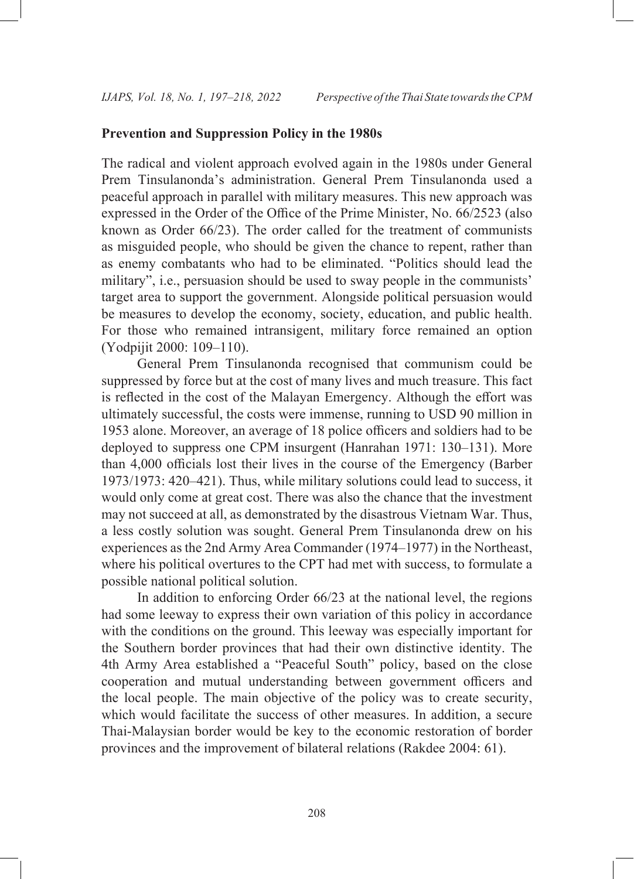**Prevention and Suppression Policy in the 1980s**

The radical and violent approach evolved again in the 1980s under General Prem Tinsulanonda's administration. General Prem Tinsulanonda used a peaceful approach in parallel with military measures. This new approach was expressed in the Order of the Office of the Prime Minister, No. 66/2523 (also known as Order 66/23). The order called for the treatment of communists as misguided people, who should be given the chance to repent, rather than as enemy combatants who had to be eliminated. "Politics should lead the military", i.e., persuasion should be used to sway people in the communists' target area to support the government. Alongside political persuasion would be measures to develop the economy, society, education, and public health. For those who remained intransigent, military force remained an option (Yodpijit 2000: 109–110).

General Prem Tinsulanonda recognised that communism could be suppressed by force but at the cost of many lives and much treasure. This fact is reflected in the cost of the Malayan Emergency. Although the effort was ultimately successful, the costs were immense, running to USD 90 million in 1953 alone. Moreover, an average of 18 police officers and soldiers had to be deployed to suppress one CPM insurgent (Hanrahan 1971: 130–131). More than 4,000 officials lost their lives in the course of the Emergency (Barber 1973/1973: 420–421). Thus, while military solutions could lead to success, it would only come at great cost. There was also the chance that the investment may not succeed at all, as demonstrated by the disastrous Vietnam War. Thus, a less costly solution was sought. General Prem Tinsulanonda drew on his experiences as the 2nd Army Area Commander (1974–1977) in the Northeast, where his political overtures to the CPT had met with success, to formulate a possible national political solution.

In addition to enforcing Order 66/23 at the national level, the regions had some leeway to express their own variation of this policy in accordance with the conditions on the ground. This leeway was especially important for the Southern border provinces that had their own distinctive identity. The 4th Army Area established a "Peaceful South" policy, based on the close cooperation and mutual understanding between government officers and the local people. The main objective of the policy was to create security, which would facilitate the success of other measures. In addition, a secure Thai-Malaysian border would be key to the economic restoration of border provinces and the improvement of bilateral relations (Rakdee 2004: 61).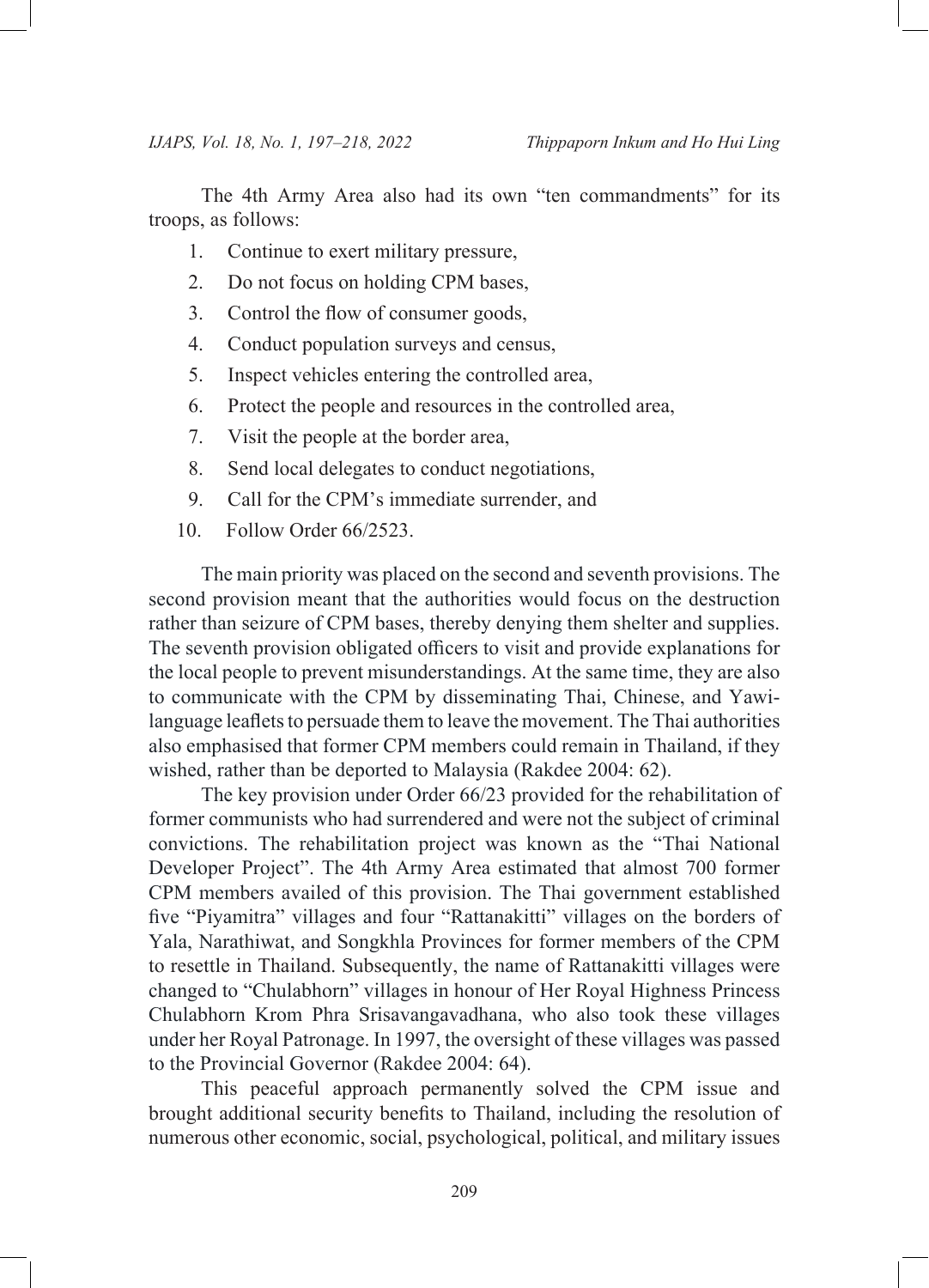The 4th Army Area also had its own "ten commandments" for its troops, as follows:

1. Continue to exert military pressure,
2. Do not focus on holding CPM bases,
3. Control the flow of consumer goods,
4. Conduct population surveys and census,
5. Inspect vehicles entering the controlled area,
6. Protect the people and resources in the controlled area,
7. Visit the people at the border area,
8. Send local delegates to conduct negotiations,
9. Call for the CPM's immediate surrender, and
10. Follow Order 66/2523.

The main priority was placed on the second and seventh provisions. The second provision meant that the authorities would focus on the destruction rather than seizure of CPM bases, thereby denying them shelter and supplies. The seventh provision obligated officers to visit and provide explanations for the local people to prevent misunderstandings. At the same time, they are also to communicate with the CPM by disseminating Thai, Chinese, and Yawi-language leaflets to persuade them to leave the movement. The Thai authorities also emphasised that former CPM members could remain in Thailand, if they wished, rather than be deported to Malaysia (Rakdee 2004: 62).

The key provision under Order 66/23 provided for the rehabilitation of former communists who had surrendered and were not the subject of criminal convictions. The rehabilitation project was known as the "Thai National Developer Project". The 4th Army Area estimated that almost 700 former CPM members availed of this provision. The Thai government established five "Piyamitra" villages and four "Rattanakitti" villages on the borders of Yala, Narathiwat, and Songkhla Provinces for former members of the CPM to resettle in Thailand. Subsequently, the name of Rattanakitti villages were changed to "Chulabhorn" villages in honour of Her Royal Highness Princess Chulabhorn Krom Phra Srisavangavadhana, who also took these villages under her Royal Patronage. In 1997, the oversight of these villages was passed to the Provincial Governor (Rakdee 2004: 64).

This peaceful approach permanently solved the CPM issue and brought additional security benefits to Thailand, including the resolution of numerous other economic, social, psychological, political, and military issues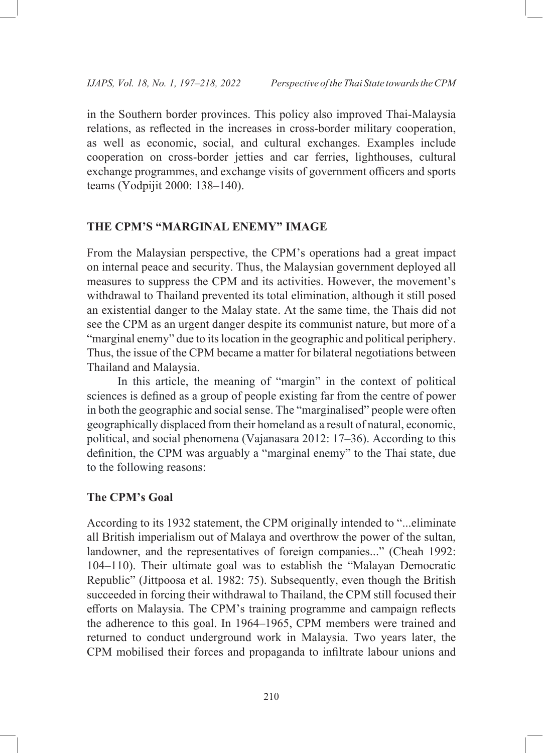in the Southern border provinces. This policy also improved Thai-Malaysia relations, as reflected in the increases in cross-border military cooperation, as well as economic, social, and cultural exchanges. Examples include cooperation on cross-border jetties and car ferries, lighthouses, cultural exchange programmes, and exchange visits of government officers and sports teams (Yodpijit 2000: 138–140).

## THE CPM'S "MARGINAL ENEMY" IMAGE

From the Malaysian perspective, the CPM's operations had a great impact on internal peace and security. Thus, the Malaysian government deployed all measures to suppress the CPM and its activities. However, the movement's withdrawal to Thailand prevented its total elimination, although it still posed an existential danger to the Malay state. At the same time, the Thais did not see the CPM as an urgent danger despite its communist nature, but more of a "marginal enemy" due to its location in the geographic and political periphery. Thus, the issue of the CPM became a matter for bilateral negotiations between Thailand and Malaysia.

In this article, the meaning of "margin" in the context of political sciences is defined as a group of people existing far from the centre of power in both the geographic and social sense. The "marginalised" people were often geographically displaced from their homeland as a result of natural, economic, political, and social phenomena (Vajanasara 2012: 17–36). According to this definition, the CPM was arguably a "marginal enemy" to the Thai state, due to the following reasons:

### The CPM's Goal

According to its 1932 statement, the CPM originally intended to "...eliminate all British imperialism out of Malaya and overthrow the power of the sultan, landowner, and the representatives of foreign companies..." (Cheah 1992: 104–110). Their ultimate goal was to establish the "Malayan Democratic Republic" (Jittpoosa et al. 1982: 75). Subsequently, even though the British succeeded in forcing their withdrawal to Thailand, the CPM still focused their efforts on Malaysia. The CPM's training programme and campaign reflects the adherence to this goal. In 1964–1965, CPM members were trained and returned to conduct underground work in Malaysia. Two years later, the CPM mobilised their forces and propaganda to infiltrate labour unions and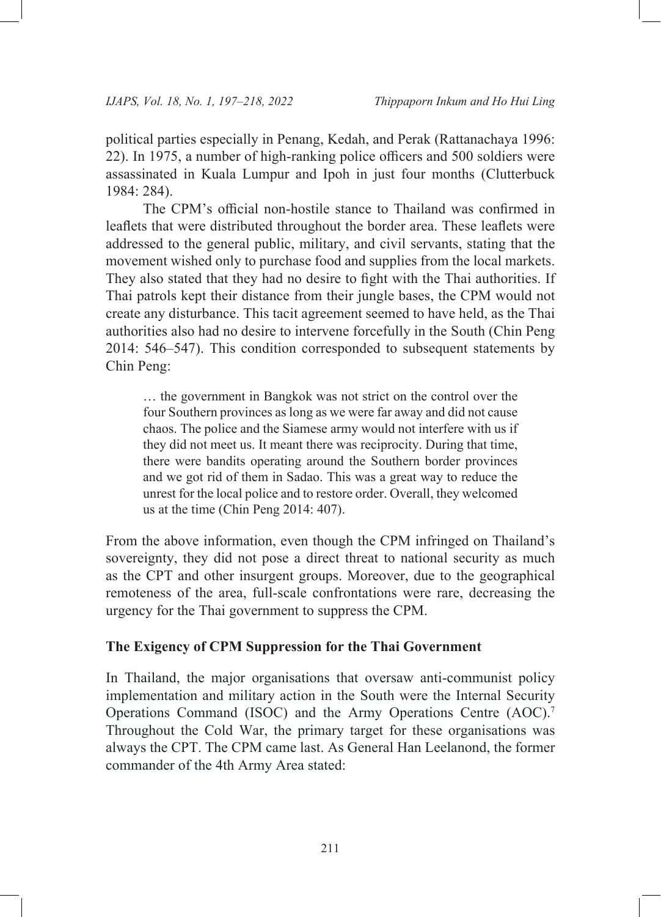political parties especially in Penang, Kedah, and Perak (Rattanachaya 1996: 22). In 1975, a number of high-ranking police officers and 500 soldiers were assassinated in Kuala Lumpur and Ipoh in just four months (Clutterbuck 1984: 284).

The CPM's official non-hostile stance to Thailand was confirmed in leaflets that were distributed throughout the border area. These leaflets were addressed to the general public, military, and civil servants, stating that the movement wished only to purchase food and supplies from the local markets. They also stated that they had no desire to fight with the Thai authorities. If Thai patrols kept their distance from their jungle bases, the CPM would not create any disturbance. This tacit agreement seemed to have held, as the Thai authorities also had no desire to intervene forcefully in the South (Chin Peng 2014: 546–547). This condition corresponded to subsequent statements by Chin Peng:

> … the government in Bangkok was not strict on the control over the four Southern provinces as long as we were far away and did not cause chaos. The police and the Siamese army would not interfere with us if they did not meet us. It meant there was reciprocity. During that time, there were bandits operating around the Southern border provinces and we got rid of them in Sadao. This was a great way to reduce the unrest for the local police and to restore order. Overall, they welcomed us at the time (Chin Peng 2014: 407).

From the above information, even though the CPM infringed on Thailand's sovereignty, they did not pose a direct threat to national security as much as the CPT and other insurgent groups. Moreover, due to the geographical remoteness of the area, full-scale confrontations were rare, decreasing the urgency for the Thai government to suppress the CPM.

## The Exigency of CPM Suppression for the Thai Government

In Thailand, the major organisations that oversaw anti-communist policy implementation and military action in the South were the Internal Security Operations Command (ISOC) and the Army Operations Centre (AOC).[7] Throughout the Cold War, the primary target for these organisations was always the CPT. The CPM came last. As General Han Leelanond, the former commander of the 4th Army Area stated: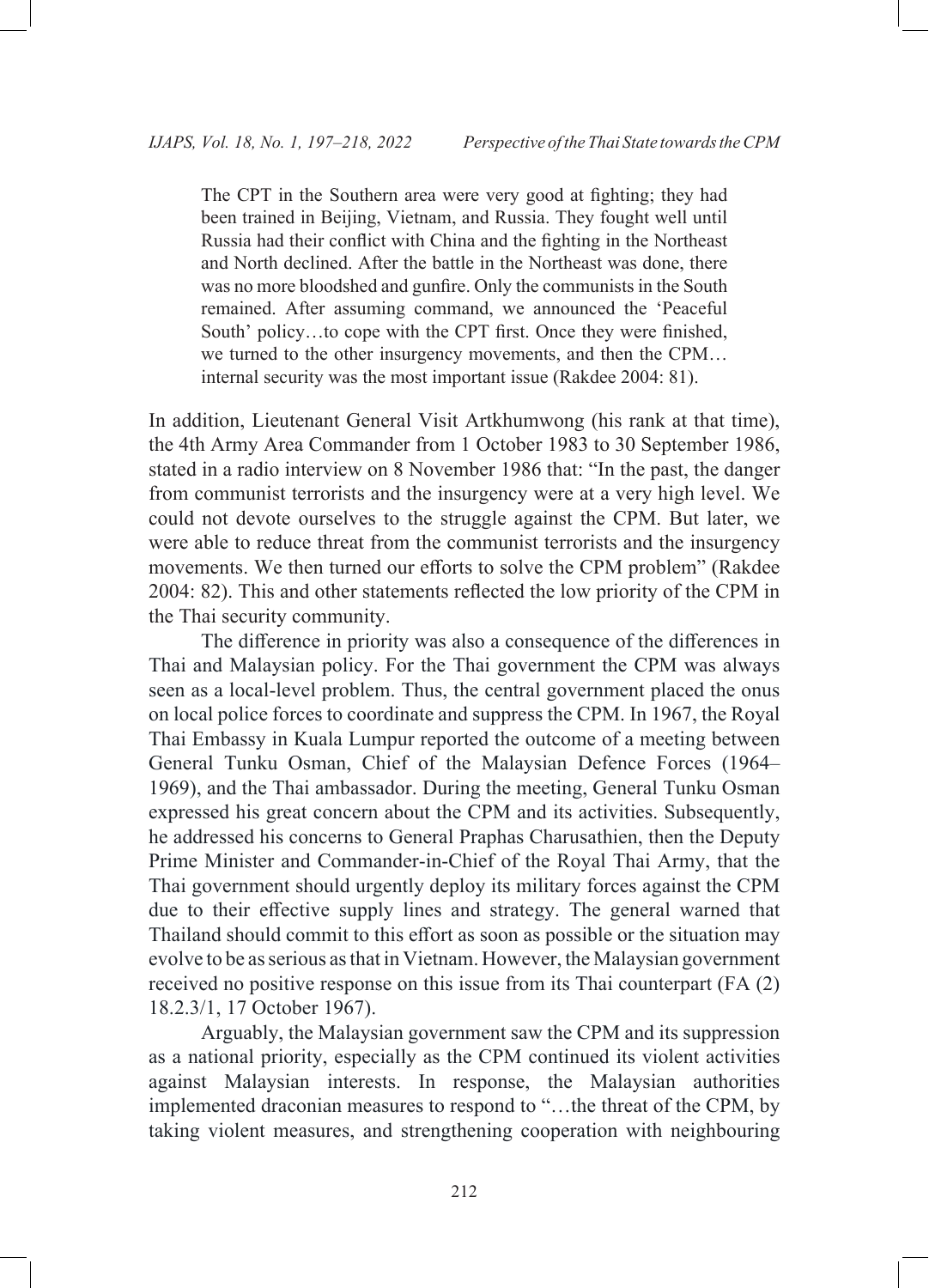> The CPT in the Southern area were very good at fighting; they had been trained in Beijing, Vietnam, and Russia. They fought well until Russia had their conflict with China and the fighting in the Northeast and North declined. After the battle in the Northeast was done, there was no more bloodshed and gunfire. Only the communists in the South remained. After assuming command, we announced the 'Peaceful South' policy…to cope with the CPT first. Once they were finished, we turned to the other insurgency movements, and then the CPM…internal security was the most important issue (Rakdee 2004: 81).

In addition, Lieutenant General Visit Artkhumwong (his rank at that time), the 4th Army Area Commander from 1 October 1983 to 30 September 1986, stated in a radio interview on 8 November 1986 that: "In the past, the danger from communist terrorists and the insurgency were at a very high level. We could not devote ourselves to the struggle against the CPM. But later, we were able to reduce threat from the communist terrorists and the insurgency movements. We then turned our efforts to solve the CPM problem" (Rakdee 2004: 82). This and other statements reflected the low priority of the CPM in the Thai security community.

The difference in priority was also a consequence of the differences in Thai and Malaysian policy. For the Thai government the CPM was always seen as a local-level problem. Thus, the central government placed the onus on local police forces to coordinate and suppress the CPM. In 1967, the Royal Thai Embassy in Kuala Lumpur reported the outcome of a meeting between General Tunku Osman, Chief of the Malaysian Defence Forces (1964–1969), and the Thai ambassador. During the meeting, General Tunku Osman expressed his great concern about the CPM and its activities. Subsequently, he addressed his concerns to General Praphas Charusathien, then the Deputy Prime Minister and Commander-in-Chief of the Royal Thai Army, that the Thai government should urgently deploy its military forces against the CPM due to their effective supply lines and strategy. The general warned that Thailand should commit to this effort as soon as possible or the situation may evolve to be as serious as that in Vietnam. However, the Malaysian government received no positive response on this issue from its Thai counterpart (FA (2) 18.2.3/1, 17 October 1967).

Arguably, the Malaysian government saw the CPM and its suppression as a national priority, especially as the CPM continued its violent activities against Malaysian interests. In response, the Malaysian authorities implemented draconian measures to respond to "…the threat of the CPM, by taking violent measures, and strengthening cooperation with neighbouring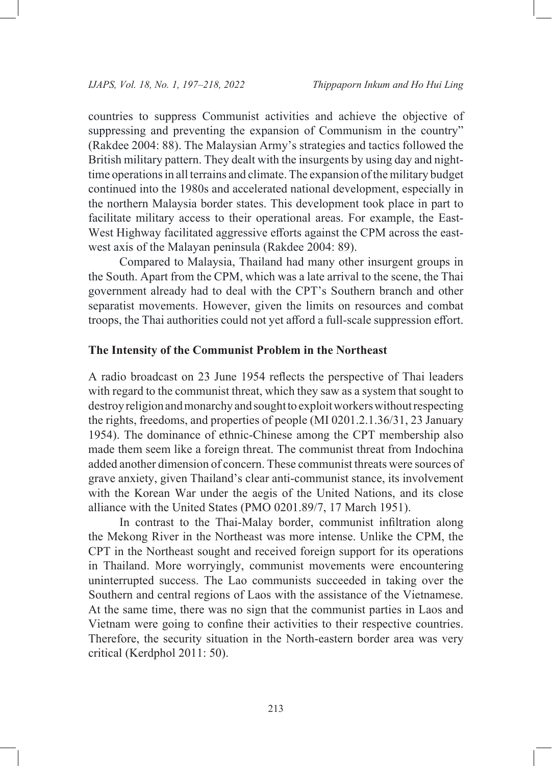countries to suppress Communist activities and achieve the objective of suppressing and preventing the expansion of Communism in the country" (Rakdee 2004: 88). The Malaysian Army's strategies and tactics followed the British military pattern. They dealt with the insurgents by using day and night-time operations in all terrains and climate. The expansion of the military budget continued into the 1980s and accelerated national development, especially in the northern Malaysia border states. This development took place in part to facilitate military access to their operational areas. For example, the East-West Highway facilitated aggressive efforts against the CPM across the east-west axis of the Malayan peninsula (Rakdee 2004: 89).

Compared to Malaysia, Thailand had many other insurgent groups in the South. Apart from the CPM, which was a late arrival to the scene, the Thai government already had to deal with the CPT's Southern branch and other separatist movements. However, given the limits on resources and combat troops, the Thai authorities could not yet afford a full-scale suppression effort.

## The Intensity of the Communist Problem in the Northeast

A radio broadcast on 23 June 1954 reflects the perspective of Thai leaders with regard to the communist threat, which they saw as a system that sought to destroy religion and monarchy and sought to exploit workers without respecting the rights, freedoms, and properties of people (MI 0201.2.1.36/31, 23 January 1954). The dominance of ethnic-Chinese among the CPT membership also made them seem like a foreign threat. The communist threat from Indochina added another dimension of concern. These communist threats were sources of grave anxiety, given Thailand's clear anti-communist stance, its involvement with the Korean War under the aegis of the United Nations, and its close alliance with the United States (PMO 0201.89/7, 17 March 1951).

In contrast to the Thai-Malay border, communist infiltration along the Mekong River in the Northeast was more intense. Unlike the CPM, the CPT in the Northeast sought and received foreign support for its operations in Thailand. More worryingly, communist movements were encountering uninterrupted success. The Lao communists succeeded in taking over the Southern and central regions of Laos with the assistance of the Vietnamese. At the same time, there was no sign that the communist parties in Laos and Vietnam were going to confine their activities to their respective countries. Therefore, the security situation in the North-eastern border area was very critical (Kerdphol 2011: 50).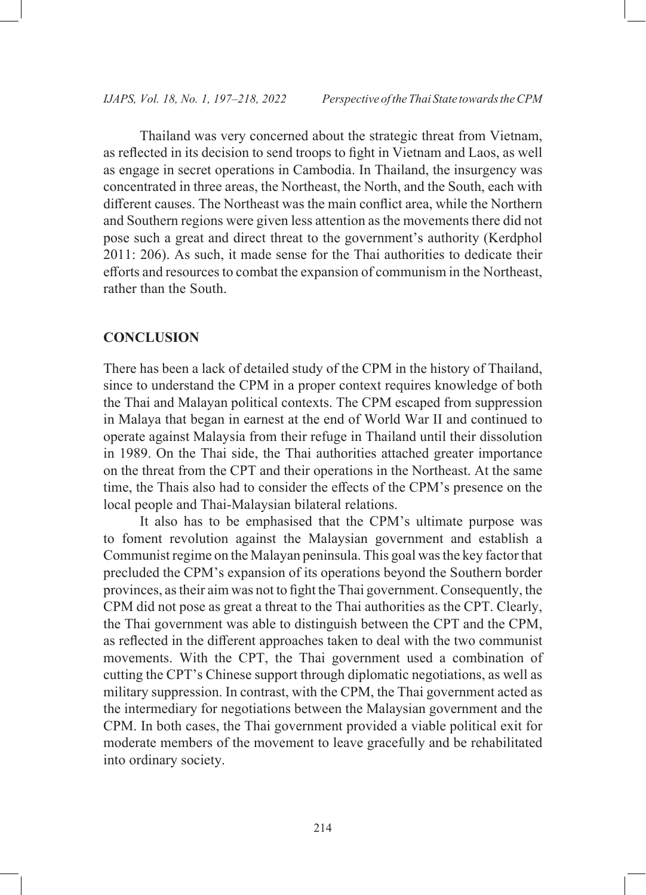Thailand was very concerned about the strategic threat from Vietnam, as reflected in its decision to send troops to fight in Vietnam and Laos, as well as engage in secret operations in Cambodia. In Thailand, the insurgency was concentrated in three areas, the Northeast, the North, and the South, each with different causes. The Northeast was the main conflict area, while the Northern and Southern regions were given less attention as the movements there did not pose such a great and direct threat to the government's authority (Kerdphol 2011: 206). As such, it made sense for the Thai authorities to dedicate their efforts and resources to combat the expansion of communism in the Northeast, rather than the South.

## CONCLUSION

There has been a lack of detailed study of the CPM in the history of Thailand, since to understand the CPM in a proper context requires knowledge of both the Thai and Malayan political contexts. The CPM escaped from suppression in Malaya that began in earnest at the end of World War II and continued to operate against Malaysia from their refuge in Thailand until their dissolution in 1989. On the Thai side, the Thai authorities attached greater importance on the threat from the CPT and their operations in the Northeast. At the same time, the Thais also had to consider the effects of the CPM's presence on the local people and Thai-Malaysian bilateral relations.

It also has to be emphasised that the CPM's ultimate purpose was to foment revolution against the Malaysian government and establish a Communist regime on the Malayan peninsula. This goal was the key factor that precluded the CPM's expansion of its operations beyond the Southern border provinces, as their aim was not to fight the Thai government. Consequently, the CPM did not pose as great a threat to the Thai authorities as the CPT. Clearly, the Thai government was able to distinguish between the CPT and the CPM, as reflected in the different approaches taken to deal with the two communist movements. With the CPT, the Thai government used a combination of cutting the CPT's Chinese support through diplomatic negotiations, as well as military suppression. In contrast, with the CPM, the Thai government acted as the intermediary for negotiations between the Malaysian government and the CPM. In both cases, the Thai government provided a viable political exit for moderate members of the movement to leave gracefully and be rehabilitated into ordinary society.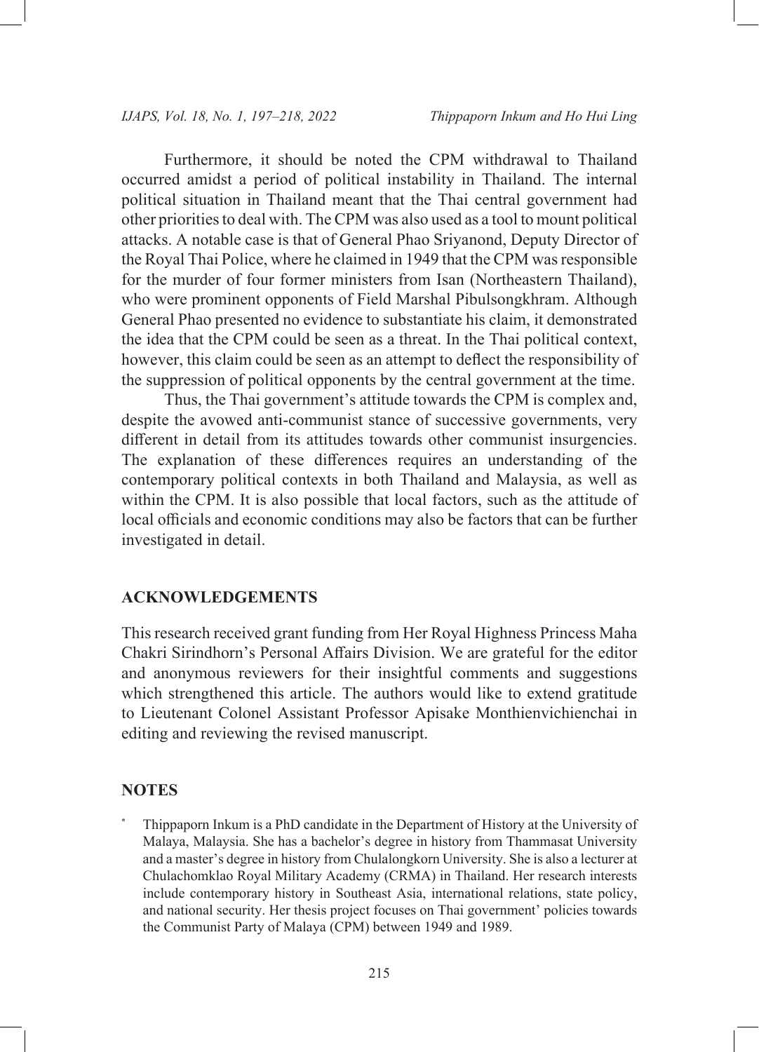Furthermore, it should be noted the CPM withdrawal to Thailand occurred amidst a period of political instability in Thailand. The internal political situation in Thailand meant that the Thai central government had other priorities to deal with. The CPM was also used as a tool to mount political attacks. A notable case is that of General Phao Sriyanond, Deputy Director of the Royal Thai Police, where he claimed in 1949 that the CPM was responsible for the murder of four former ministers from Isan (Northeastern Thailand), who were prominent opponents of Field Marshal Pibulsongkhram. Although General Phao presented no evidence to substantiate his claim, it demonstrated the idea that the CPM could be seen as a threat. In the Thai political context, however, this claim could be seen as an attempt to deflect the responsibility of the suppression of political opponents by the central government at the time.

Thus, the Thai government's attitude towards the CPM is complex and, despite the avowed anti-communist stance of successive governments, very different in detail from its attitudes towards other communist insurgencies. The explanation of these differences requires an understanding of the contemporary political contexts in both Thailand and Malaysia, as well as within the CPM. It is also possible that local factors, such as the attitude of local officials and economic conditions may also be factors that can be further investigated in detail.

## ACKNOWLEDGEMENTS

This research received grant funding from Her Royal Highness Princess Maha Chakri Sirindhorn's Personal Affairs Division. We are grateful for the editor and anonymous reviewers for their insightful comments and suggestions which strengthened this article. The authors would like to extend gratitude to Lieutenant Colonel Assistant Professor Apisake Monthienvichienchai in editing and reviewing the revised manuscript.

## NOTES

* Thippaporn Inkum is a PhD candidate in the Department of History at the University of Malaya, Malaysia. She has a bachelor's degree in history from Thammasat University and a master's degree in history from Chulalongkorn University. She is also a lecturer at Chulachomklao Royal Military Academy (CRMA) in Thailand. Her research interests include contemporary history in Southeast Asia, international relations, state policy, and national security. Her thesis project focuses on Thai government' policies towards the Communist Party of Malaya (CPM) between 1949 and 1989.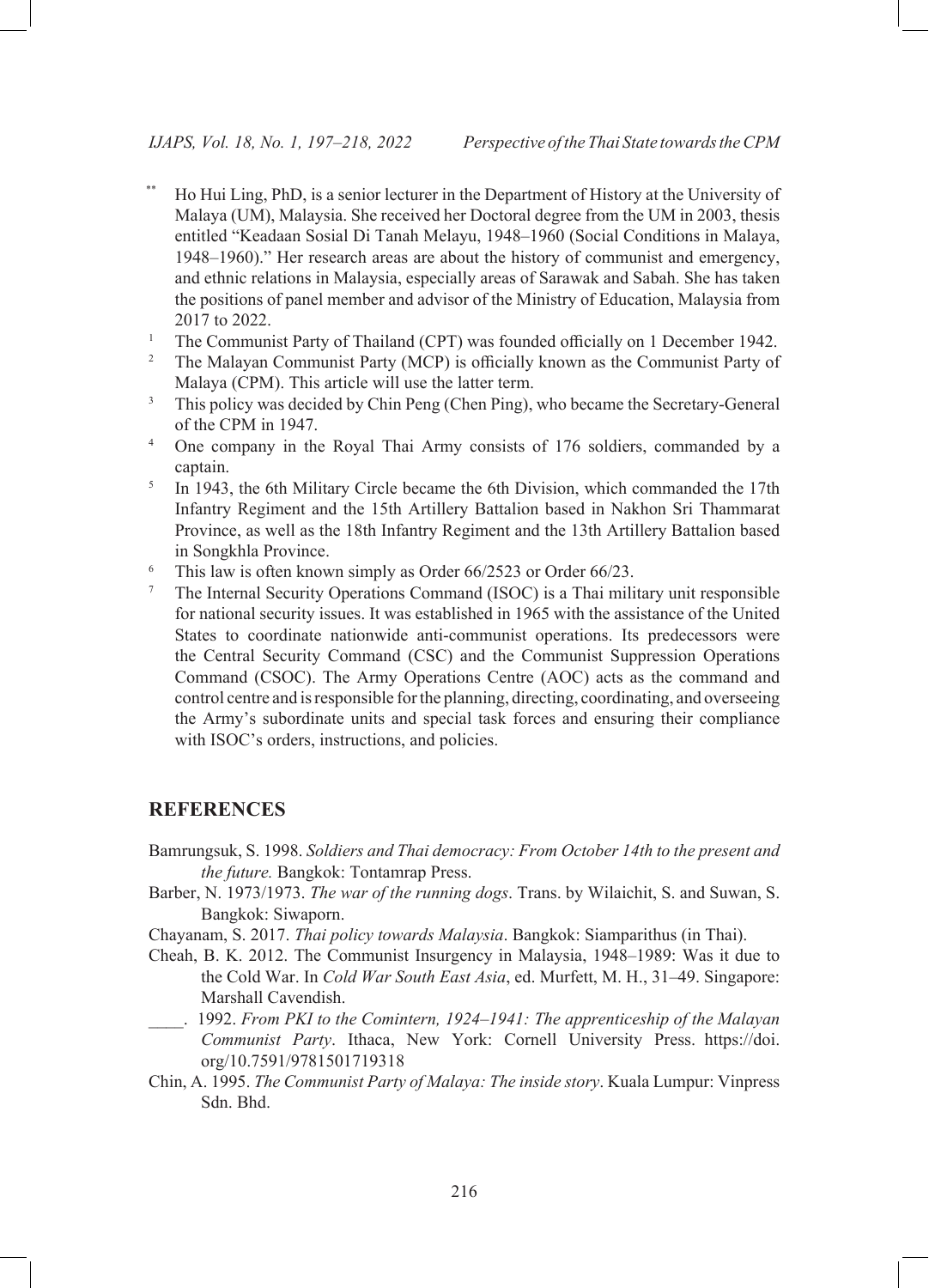[**] Ho Hui Ling, PhD, is a senior lecturer in the Department of History at the University of Malaya (UM), Malaysia. She received her Doctoral degree from the UM in 2003, thesis entitled "Keadaan Sosial Di Tanah Melayu, 1948–1960 (Social Conditions in Malaya, 1948–1960)." Her research areas are about the history of communist and emergency, and ethnic relations in Malaysia, especially areas of Sarawak and Sabah. She has taken the positions of panel member and advisor of the Ministry of Education, Malaysia from 2017 to 2022.

[1] The Communist Party of Thailand (CPT) was founded officially on 1 December 1942.

[2] The Malayan Communist Party (MCP) is officially known as the Communist Party of Malaya (CPM). This article will use the latter term.

[3] This policy was decided by Chin Peng (Chen Ping), who became the Secretary-General of the CPM in 1947.

[4] One company in the Royal Thai Army consists of 176 soldiers, commanded by a captain.

[5] In 1943, the 6th Military Circle became the 6th Division, which commanded the 17th Infantry Regiment and the 15th Artillery Battalion based in Nakhon Sri Thammarat Province, as well as the 18th Infantry Regiment and the 13th Artillery Battalion based in Songkhla Province.

[6] This law is often known simply as Order 66/2523 or Order 66/23.

[7] The Internal Security Operations Command (ISOC) is a Thai military unit responsible for national security issues. It was established in 1965 with the assistance of the United States to coordinate nationwide anti-communist operations. Its predecessors were the Central Security Command (CSC) and the Communist Suppression Operations Command (CSOC). The Army Operations Centre (AOC) acts as the command and control centre and is responsible for the planning, directing, coordinating, and overseeing the Army's subordinate units and special task forces and ensuring their compliance with ISOC's orders, instructions, and policies.

## REFERENCES

Bamrungsuk, S. 1998. *Soldiers and Thai democracy: From October 14th to the present and the future.* Bangkok: Tontamrap Press.

Barber, N. 1973/1973. *The war of the running dogs*. Trans. by Wilaichit, S. and Suwan, S. Bangkok: Siwaporn.

Chayanam, S. 2017. *Thai policy towards Malaysia*. Bangkok: Siamparithus (in Thai).

Cheah, B. K. 2012. The Communist Insurgency in Malaysia, 1948–1989: Was it due to the Cold War. In *Cold War South East Asia*, ed. Murfett, M. H., 31–49. Singapore: Marshall Cavendish.

____. 1992. *From PKI to the Comintern, 1924–1941: The apprenticeship of the Malayan Communist Party*. Ithaca, New York: Cornell University Press. https://doi.org/10.7591/9781501719318

Chin, A. 1995. *The Communist Party of Malaya: The inside story*. Kuala Lumpur: Vinpress Sdn. Bhd.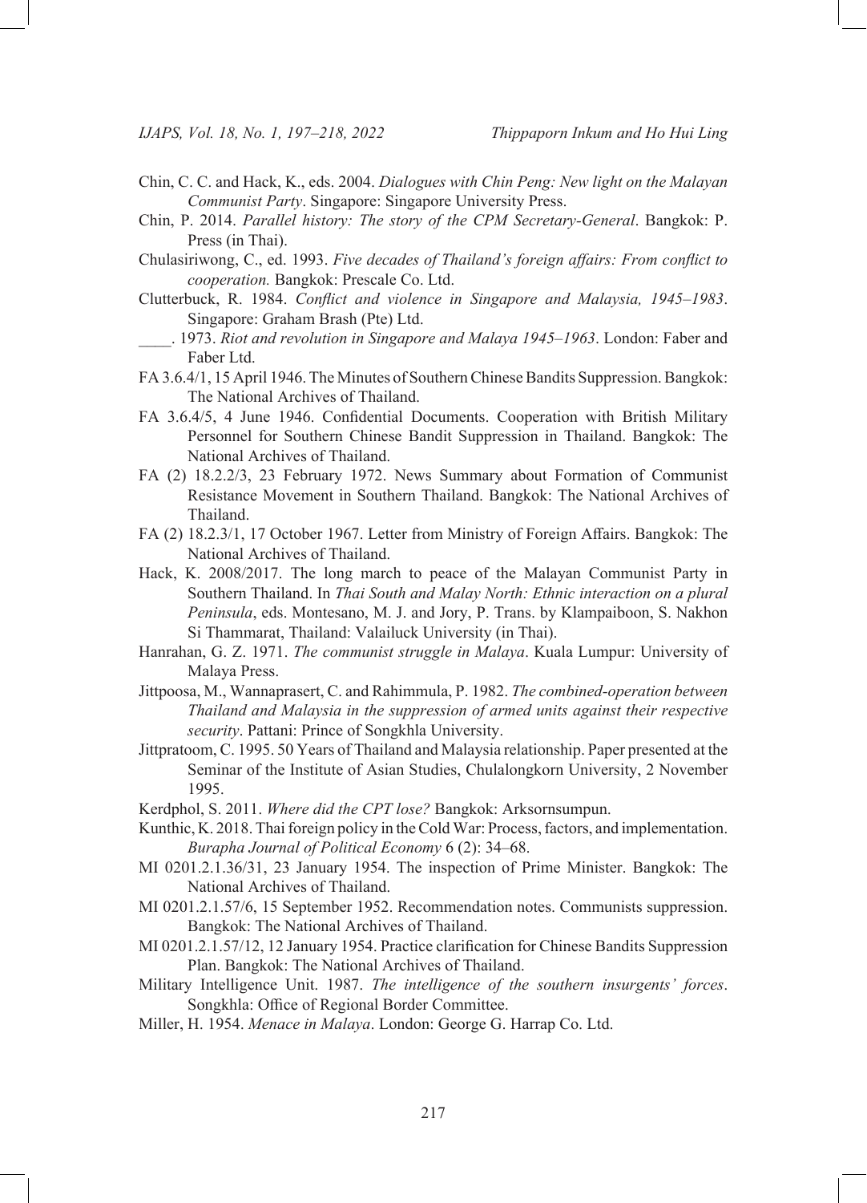Chin, C. C. and Hack, K., eds. 2004. *Dialogues with Chin Peng: New light on the Malayan Communist Party*. Singapore: Singapore University Press.

Chin, P. 2014. *Parallel history: The story of the CPM Secretary-General*. Bangkok: P. Press (in Thai).

Chulasiriwong, C., ed. 1993. *Five decades of Thailand's foreign affairs: From conflict to cooperation.* Bangkok: Prescale Co. Ltd.

Clutterbuck, R. 1984. *Conflict and violence in Singapore and Malaysia, 1945–1983*. Singapore: Graham Brash (Pte) Ltd.

____. 1973. *Riot and revolution in Singapore and Malaya 1945–1963*. London: Faber and Faber Ltd.

FA 3.6.4/1, 15 April 1946. The Minutes of Southern Chinese Bandits Suppression. Bangkok: The National Archives of Thailand.

FA 3.6.4/5, 4 June 1946. Confidential Documents. Cooperation with British Military Personnel for Southern Chinese Bandit Suppression in Thailand. Bangkok: The National Archives of Thailand.

FA (2) 18.2.2/3, 23 February 1972. News Summary about Formation of Communist Resistance Movement in Southern Thailand. Bangkok: The National Archives of Thailand.

FA (2) 18.2.3/1, 17 October 1967. Letter from Ministry of Foreign Affairs. Bangkok: The National Archives of Thailand.

Hack, K. 2008/2017. The long march to peace of the Malayan Communist Party in Southern Thailand. In *Thai South and Malay North: Ethnic interaction on a plural Peninsula*, eds. Montesano, M. J. and Jory, P. Trans. by Klampaiboon, S. Nakhon Si Thammarat, Thailand: Valailuck University (in Thai).

Hanrahan, G. Z. 1971. *The communist struggle in Malaya*. Kuala Lumpur: University of Malaya Press.

Jittpoosa, M., Wannaprasert, C. and Rahimmula, P. 1982. *The combined-operation between Thailand and Malaysia in the suppression of armed units against their respective security*. Pattani: Prince of Songkhla University.

Jittpratoom, C. 1995. 50 Years of Thailand and Malaysia relationship. Paper presented at the Seminar of the Institute of Asian Studies, Chulalongkorn University, 2 November 1995.

Kerdphol, S. 2011. *Where did the CPT lose?* Bangkok: Arksornsumpun.

Kunthic, K. 2018. Thai foreign policy in the Cold War: Process, factors, and implementation. *Burapha Journal of Political Economy* 6 (2): 34–68.

MI 0201.2.1.36/31, 23 January 1954. The inspection of Prime Minister. Bangkok: The National Archives of Thailand.

MI 0201.2.1.57/6, 15 September 1952. Recommendation notes. Communists suppression. Bangkok: The National Archives of Thailand.

MI 0201.2.1.57/12, 12 January 1954. Practice clarification for Chinese Bandits Suppression Plan. Bangkok: The National Archives of Thailand.

Military Intelligence Unit. 1987. *The intelligence of the southern insurgents' forces*. Songkhla: Office of Regional Border Committee.

Miller, H. 1954. *Menace in Malaya*. London: George G. Harrap Co. Ltd.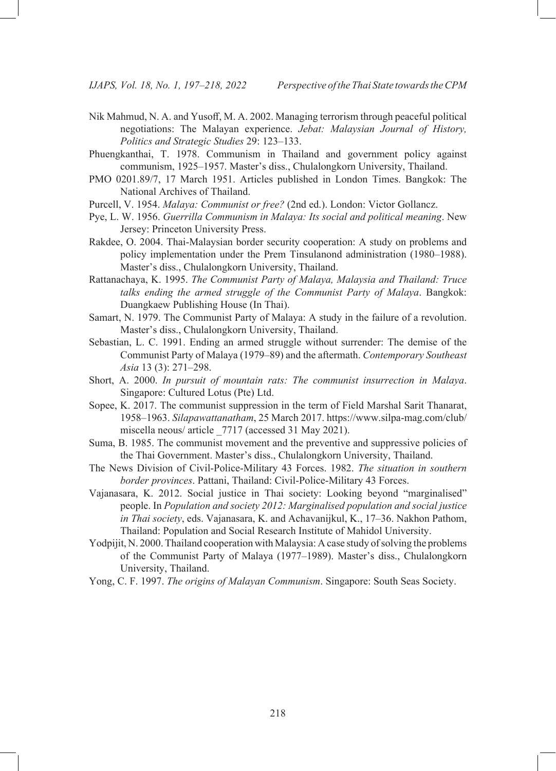Nik Mahmud, N. A. and Yusoff, M. A. 2002. Managing terrorism through peaceful political negotiations: The Malayan experience. *Jebat: Malaysian Journal of History, Politics and Strategic Studies* 29: 123–133.

Phuengkanthai, T. 1978. Communism in Thailand and government policy against communism, 1925–1957. Master's diss., Chulalongkorn University, Thailand.

PMO 0201.89/7, 17 March 1951. Articles published in London Times. Bangkok: The National Archives of Thailand.

Purcell, V. 1954. *Malaya: Communist or free?* (2nd ed.). London: Victor Gollancz.

Pye, L. W. 1956. *Guerrilla Communism in Malaya: Its social and political meaning*. New Jersey: Princeton University Press.

Rakdee, O. 2004. Thai-Malaysian border security cooperation: A study on problems and policy implementation under the Prem Tinsulanond administration (1980–1988). Master's diss., Chulalongkorn University, Thailand.

Rattanachaya, K. 1995. *The Communist Party of Malaya, Malaysia and Thailand: Truce talks ending the armed struggle of the Communist Party of Malaya*. Bangkok: Duangkaew Publishing House (In Thai).

Samart, N. 1979. The Communist Party of Malaya: A study in the failure of a revolution. Master's diss., Chulalongkorn University, Thailand.

Sebastian, L. C. 1991. Ending an armed struggle without surrender: The demise of the Communist Party of Malaya (1979–89) and the aftermath. *Contemporary Southeast Asia* 13 (3): 271–298.

Short, A. 2000. *In pursuit of mountain rats: The communist insurrection in Malaya*. Singapore: Cultured Lotus (Pte) Ltd.

Sopee, K. 2017. The communist suppression in the term of Field Marshal Sarit Thanarat, 1958–1963. *Silapawattanatham*, 25 March 2017. https://www.silpa-mag.com/club/miscella neous/ article _7717 (accessed 31 May 2021).

Suma, B. 1985. The communist movement and the preventive and suppressive policies of the Thai Government. Master's diss., Chulalongkorn University, Thailand.

The News Division of Civil-Police-Military 43 Forces. 1982. *The situation in southern border provinces*. Pattani, Thailand: Civil-Police-Military 43 Forces.

Vajanasara, K. 2012. Social justice in Thai society: Looking beyond "marginalised" people. In *Population and society 2012: Marginalised population and social justice in Thai society*, eds. Vajanasara, K. and Achavanijkul, K., 17–36. Nakhon Pathom, Thailand: Population and Social Research Institute of Mahidol University.

Yodpijit, N. 2000. Thailand cooperation with Malaysia: A case study of solving the problems of the Communist Party of Malaya (1977–1989). Master's diss., Chulalongkorn University, Thailand.

Yong, C. F. 1997. *The origins of Malayan Communism*. Singapore: South Seas Society.